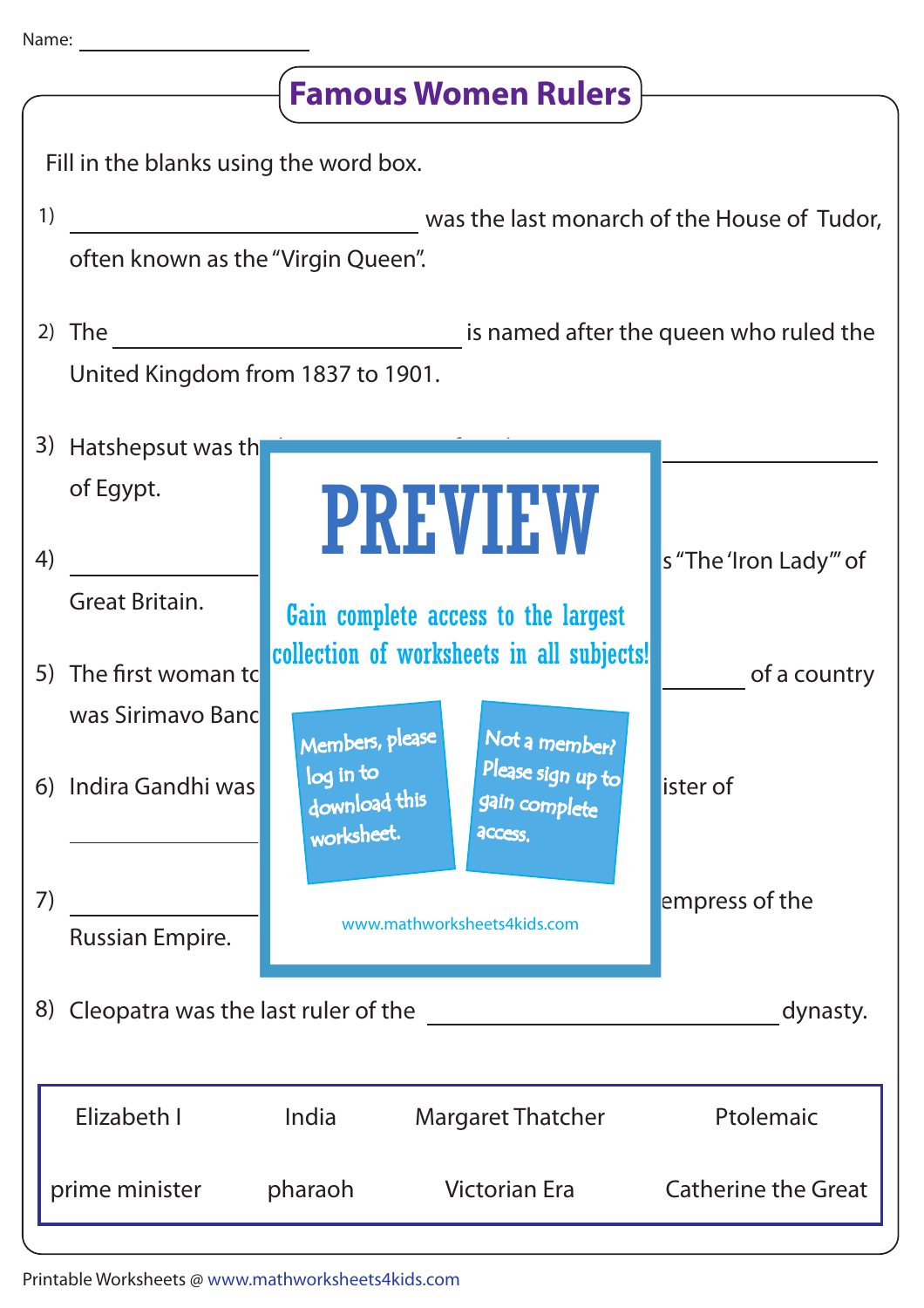Name: ____________________

# Famous Women Rulers

Fill in the blanks using the word box.

1) ____________________ was the last monarch of the House of Tudor, often known as the "Virgin Queen".

2) The ____________________ is named after the queen who ruled the United Kingdom from 1837 to 1901.

3) Hatshepsut was th ____________________ of Egypt.

4) ____________________ s "The 'Iron Lady'" of Great Britain.

5) The first woman to ____________________ of a country was Sirimavo Banc

6) Indira Gandhi was ____________________ ister of ____________________

7) ____________________ empress of the Russian Empire.

8) Cleopatra was the last ruler of the ____________________ dynasty.

PREVIEW

Gain complete access to the largest collection of worksheets in all subjects!

Members, please log in to download this worksheet.

Not a member? Please sign up to gain complete access.

www.mathworksheets4kids.com

| Elizabeth I | India | Margaret Thatcher | Ptolemaic |
|---|---|---|---|
| prime minister | pharaoh | Victorian Era | Catherine the Great |

Printable Worksheets @ www.mathworksheets4kids.com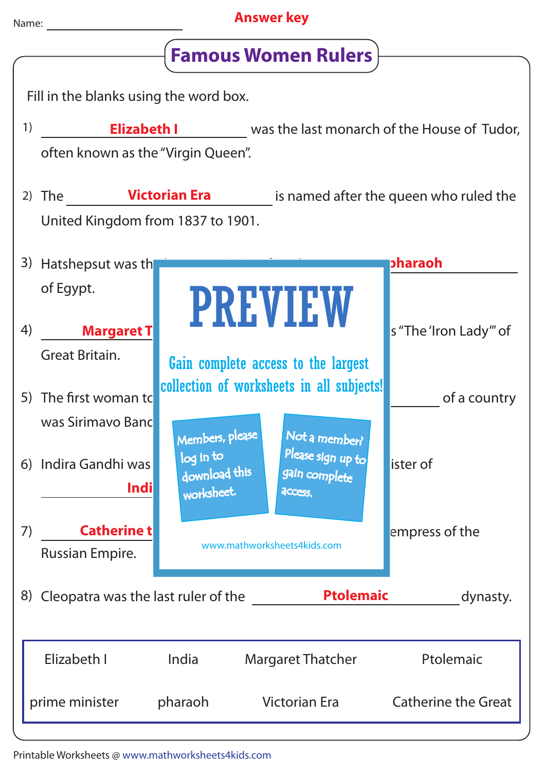Name: ____________________

**Answer key**

# Famous Women Rulers

Fill in the blanks using the word box.

1) **Elizabeth I** was the last monarch of the House of Tudor, often known as the "Virgin Queen".

2) The **Victorian Era** is named after the queen who ruled the United Kingdom from 1837 to 1901.

3) Hatshepsut was th **pharaoh** of Egypt.

4) **Margaret T** s "The 'Iron Lady'" of Great Britain.

5) The first woman to of a country was Sirimavo Banc

6) Indira Gandhi was ister of **Indi**

7) **Catherine t** empress of the Russian Empire.

8) Cleopatra was the last ruler of the **Ptolemaic** dynasty.

PREVIEW

Gain complete access to the largest collection of worksheets in all subjects!

Members, please log in to download this worksheet.

Not a member? Please sign up to gain complete access.

www.mathworksheets4kids.com

| | | | |
|---|---|---|---|
| Elizabeth I | India | Margaret Thatcher | Ptolemaic |
| prime minister | pharaoh | Victorian Era | Catherine the Great |

Printable Worksheets @ www.mathworksheets4kids.com